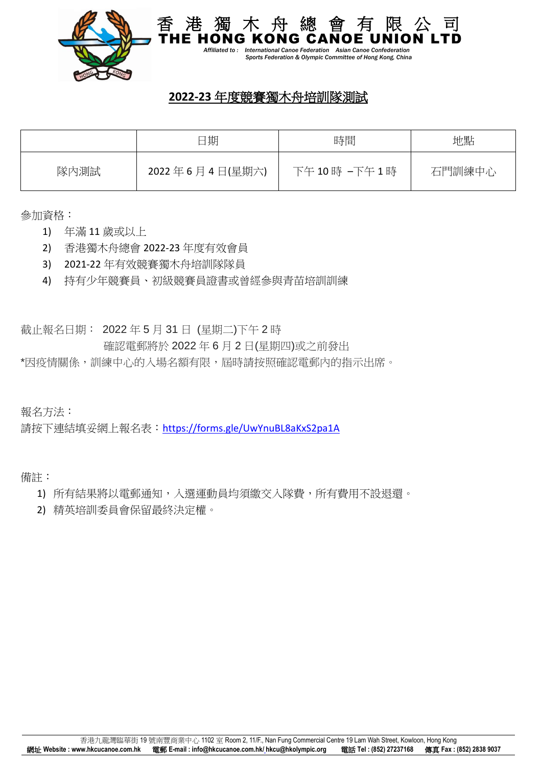# 香港獨木舟總會有限公司
# THE HONG KONG CANOE UNION LTD

*Affiliated to : International Canoe Federation Asian Canoe Confederation Sports Federation & Olympic Committee of Hong Kong, China*

## 2022-23 年度競賽獨木舟培訓隊測試

| | 日期 | 時間 | 地點 |
|---|---|---|---|
| 隊內測試 | 2022 年 6 月 4 日(星期六) | 下午 10 時 –下午 1 時 | 石門訓練中心 |

参加資格：

1) 年滿 11 歲或以上
2) 香港獨木舟總會 2022-23 年度有效會員
3) 2021-22 年有效競賽獨木舟培訓隊隊員
4) 持有少年競賽員、初級競賽員證書或曾經參與青苗培訓訓練

截止報名日期： 2022 年 5 月 31 日 (星期二)下午 2 時
確認電郵將於 2022 年 6 月 2 日(星期四)或之前發出
*因疫情關係，訓練中心的入場名額有限，屆時請按照確認電郵內的指示出席。

報名方法：
請按下連結填妥網上報名表：https://forms.gle/UwYnuBL8aKxS2pa1A

備註：

1) 所有結果將以電郵通知，入選運動員均須繳交入隊費，所有費用不設退還。
2) 精英培訓委員會保留最終決定權。

香港九龍灣臨華街 19 號南豐商業中心 1102 室 Room 2, 11/F., Nan Fung Commercial Centre 19 Lam Wah Street, Kowloon, Hong Kong
網址 Website : www.hkcucanoe.com.hk 電郵 E-mail : info@hkcucanoe.com.hk/ hkcu@hkolympic.org 電話 Tel : (852) 27237168 傳真 Fax : (852) 2838 9037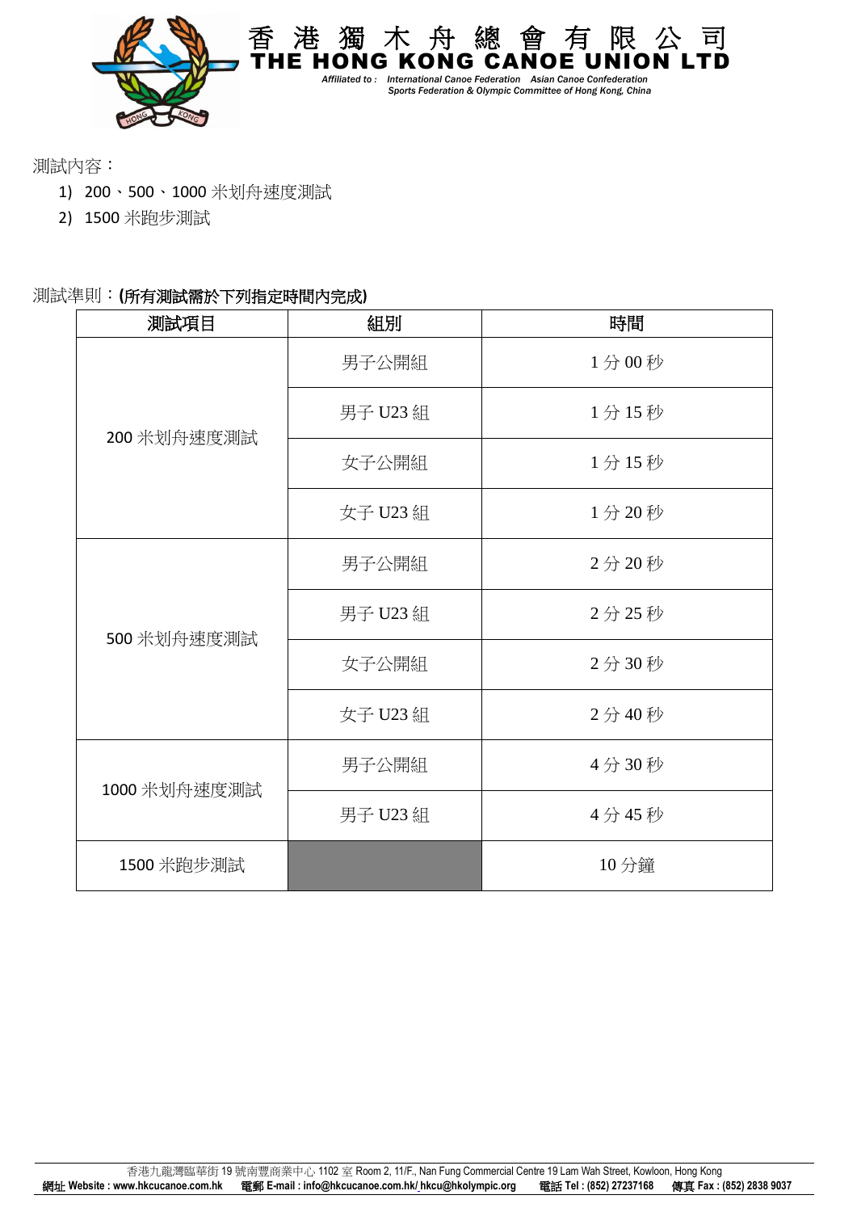測試內容：

1) 200、500、1000 米划舟速度測試
2) 1500 米跑步測試

測試準則：**(所有測試需於下列指定時間內完成)**

| 測試項目 | 組別 | 時間 |
|---|---|---|
| 200 米划舟速度測試 | 男子公開組 | 1 分 00 秒 |
| | 男子 U23 組 | 1 分 15 秒 |
| | 女子公開組 | 1 分 15 秒 |
| | 女子 U23 組 | 1 分 20 秒 |
| 500 米划舟速度測試 | 男子公開組 | 2 分 20 秒 |
| | 男子 U23 組 | 2 分 25 秒 |
| | 女子公開組 | 2 分 30 秒 |
| | 女子 U23 組 | 2 分 40 秒 |
| 1000 米划舟速度測試 | 男子公開組 | 4 分 30 秒 |
| | 男子 U23 組 | 4 分 45 秒 |
| 1500 米跑步測試 | | 10 分鐘 |